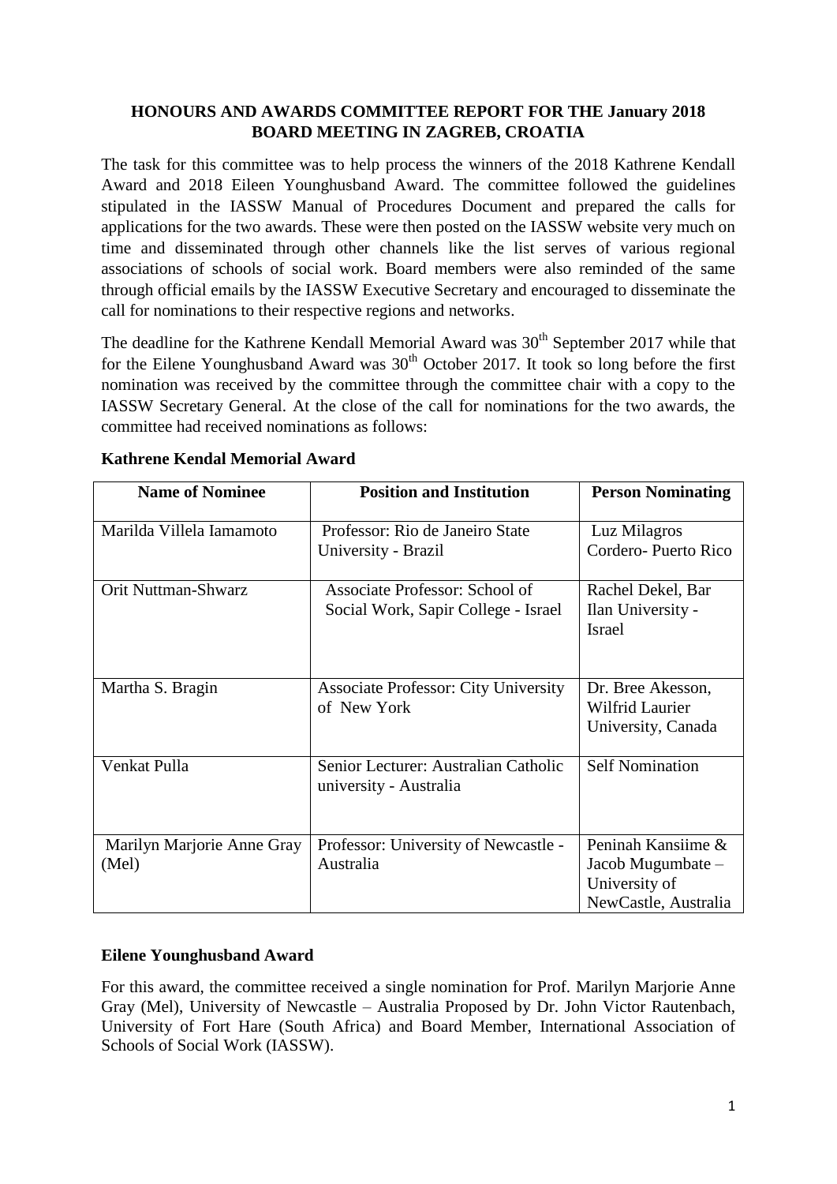**HONOURS AND AWARDS COMMITTEE REPORT FOR THE January 2018 BOARD MEETING IN ZAGREB, CROATIA**

The task for this committee was to help process the winners of the 2018 Kathrene Kendall Award and 2018 Eileen Younghusband Award. The committee followed the guidelines stipulated in the IASSW Manual of Procedures Document and prepared the calls for applications for the two awards. These were then posted on the IASSW website very much on time and disseminated through other channels like the list serves of various regional associations of schools of social work. Board members were also reminded of the same through official emails by the IASSW Executive Secretary and encouraged to disseminate the call for nominations to their respective regions and networks.

The deadline for the Kathrene Kendall Memorial Award was 30th September 2017 while that for the Eilene Younghusband Award was 30th October 2017. It took so long before the first nomination was received by the committee through the committee chair with a copy to the IASSW Secretary General. At the close of the call for nominations for the two awards, the committee had received nominations as follows:

**Kathrene Kendal Memorial Award**

| Name of Nominee | Position and Institution | Person Nominating |
|---|---|---|
| Marilda Villela Iamamoto | Professor: Rio de Janeiro State University - Brazil | Luz Milagros Cordero- Puerto Rico |
| Orit Nuttman-Shwarz | Associate Professor: School of Social Work, Sapir College - Israel | Rachel Dekel, Bar Ilan University - Israel |
| Martha S. Bragin | Associate Professor: City University of New York | Dr. Bree Akesson, Wilfrid Laurier University, Canada |
| Venkat Pulla | Senior Lecturer: Australian Catholic university - Australia | Self Nomination |
| Marilyn Marjorie Anne Gray (Mel) | Professor: University of Newcastle - Australia | Peninah Kansiime & Jacob Mugumbate – University of NewCastle, Australia |

**Eilene Younghusband Award**

For this award, the committee received a single nomination for Prof. Marilyn Marjorie Anne Gray (Mel), University of Newcastle – Australia Proposed by Dr. John Victor Rautenbach, University of Fort Hare (South Africa) and Board Member, International Association of Schools of Social Work (IASSW).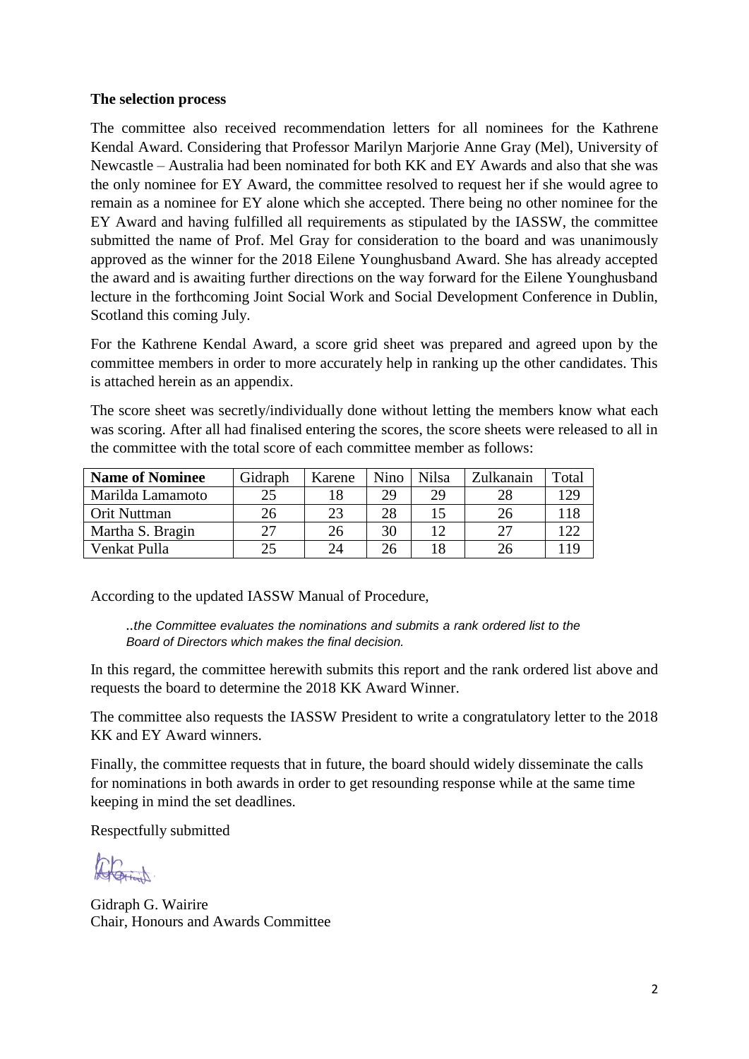**The selection process**

The committee also received recommendation letters for all nominees for the Kathrene Kendal Award. Considering that Professor Marilyn Marjorie Anne Gray (Mel), University of Newcastle – Australia had been nominated for both KK and EY Awards and also that she was the only nominee for EY Award, the committee resolved to request her if she would agree to remain as a nominee for EY alone which she accepted. There being no other nominee for the EY Award and having fulfilled all requirements as stipulated by the IASSW, the committee submitted the name of Prof. Mel Gray for consideration to the board and was unanimously approved as the winner for the 2018 Eilene Younghusband Award. She has already accepted the award and is awaiting further directions on the way forward for the Eilene Younghusband lecture in the forthcoming Joint Social Work and Social Development Conference in Dublin, Scotland this coming July.

For the Kathrene Kendal Award, a score grid sheet was prepared and agreed upon by the committee members in order to more accurately help in ranking up the other candidates. This is attached herein as an appendix.

The score sheet was secretly/individually done without letting the members know what each was scoring. After all had finalised entering the scores, the score sheets were released to all in the committee with the total score of each committee member as follows:

| Name of Nominee | Gidraph | Karene | Nino | Nilsa | Zulkanain | Total |
|---|---|---|---|---|---|---|
| Marilda Lamamoto | 25 | 18 | 29 | 29 | 28 | 129 |
| Orit Nuttman | 26 | 23 | 28 | 15 | 26 | 118 |
| Martha S. Bragin | 27 | 26 | 30 | 12 | 27 | 122 |
| Venkat Pulla | 25 | 24 | 26 | 18 | 26 | 119 |

According to the updated IASSW Manual of Procedure,

> *..the Committee evaluates the nominations and submits a rank ordered list to the Board of Directors which makes the final decision.*

In this regard, the committee herewith submits this report and the rank ordered list above and requests the board to determine the 2018 KK Award Winner.

The committee also requests the IASSW President to write a congratulatory letter to the 2018 KK and EY Award winners.

Finally, the committee requests that in future, the board should widely disseminate the calls for nominations in both awards in order to get resounding response while at the same time keeping in mind the set deadlines.

Respectfully submitted

Gidraph G. Wairire
Chair, Honours and Awards Committee